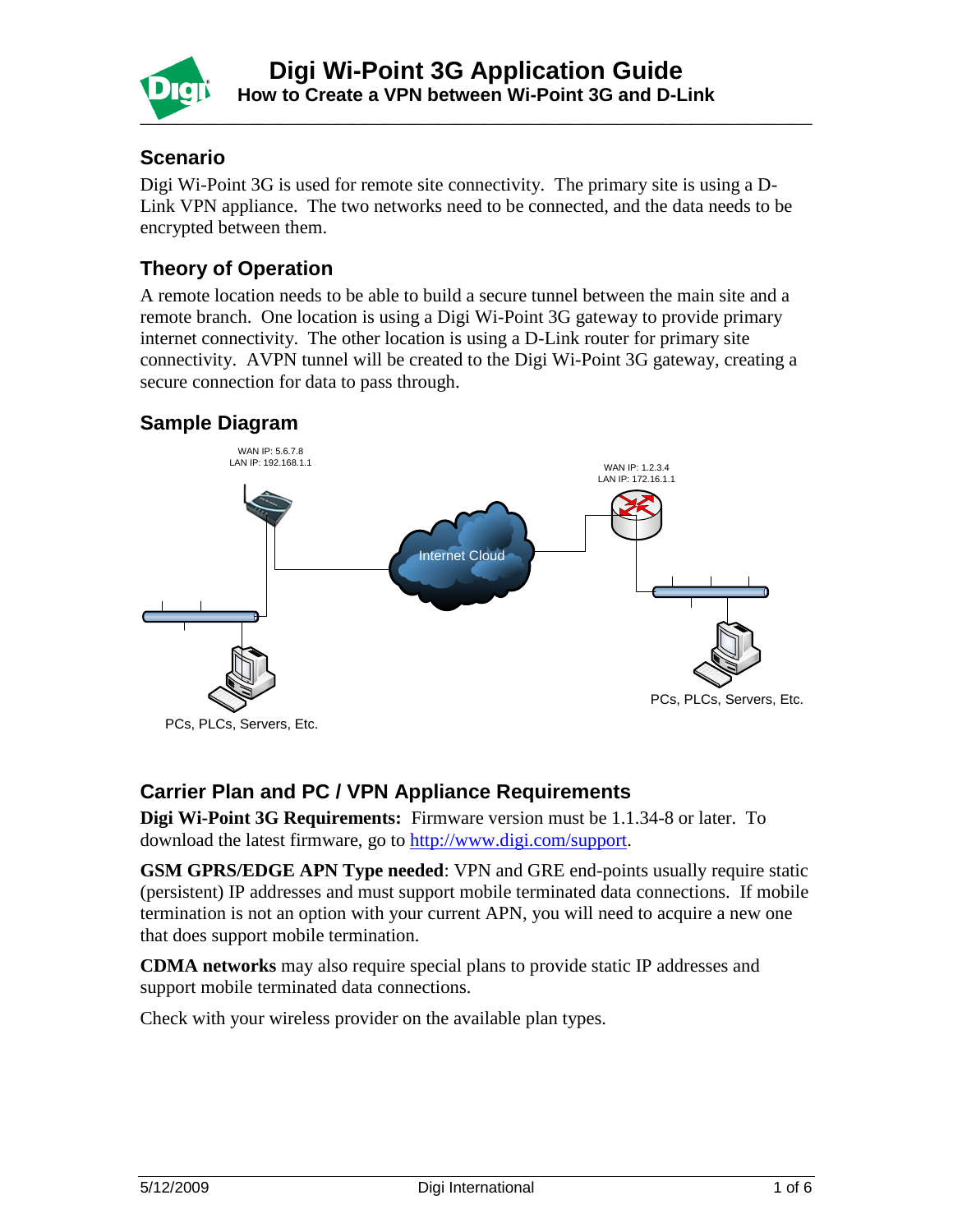# Digi Wi-Point 3G Application Guide

## How to Create a VPN between Wi-Point 3G and D-Link

### Scenario

Digi Wi-Point 3G is used for remote site connectivity. The primary site is using a D-Link VPN appliance. The two networks need to be connected, and the data needs to be encrypted between them.

### Theory of Operation

A remote location needs to be able to build a secure tunnel between the main site and a remote branch. One location is using a Digi Wi-Point 3G gateway to provide primary internet connectivity. The other location is using a D-Link router for primary site connectivity. AVPN tunnel will be created to the Digi Wi-Point 3G gateway, creating a secure connection for data to pass through.

### Sample Diagram

WAN IP: 5.6.7.8
LAN IP: 192.168.1.1

Internet Cloud

WAN IP: 1.2.3.4
LAN IP: 172.16.1.1

PCs, PLCs, Servers, Etc.

PCs, PLCs, Servers, Etc.

### Carrier Plan and PC / VPN Appliance Requirements

**Digi Wi-Point 3G Requirements:** Firmware version must be 1.1.34-8 or later. To download the latest firmware, go to http://www.digi.com/support.

**GSM GPRS/EDGE APN Type needed**: VPN and GRE end-points usually require static (persistent) IP addresses and must support mobile terminated data connections. If mobile termination is not an option with your current APN, you will need to acquire a new one that does support mobile termination.

**CDMA networks** may also require special plans to provide static IP addresses and support mobile terminated data connections.

Check with your wireless provider on the available plan types.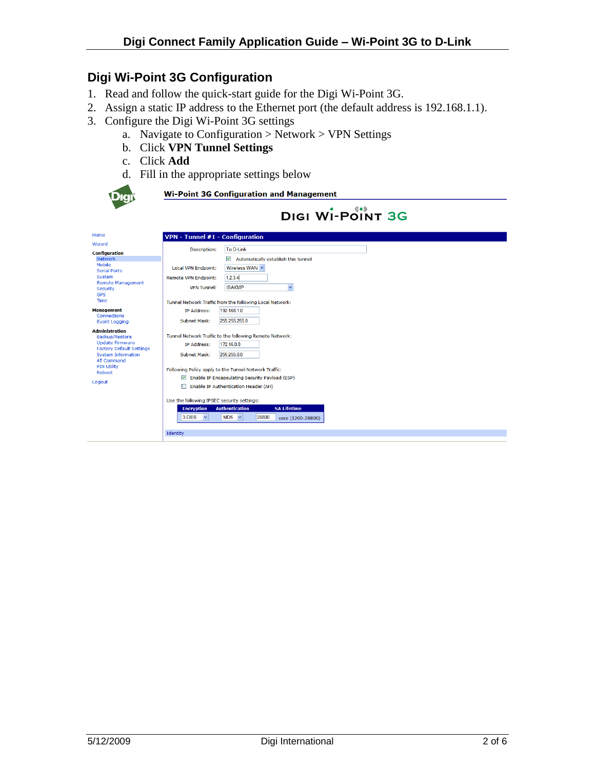## Digi Wi-Point 3G Configuration

1. Read and follow the quick-start guide for the Digi Wi-Point 3G.
2. Assign a static IP address to the Ethernet port (the default address is 192.168.1.1).
3. Configure the Digi Wi-Point 3G settings
   a. Navigate to Configuration > Network > VPN Settings
   b. Click **VPN Tunnel Settings**
   c. Click **Add**
   d. Fill in the appropriate settings below

**Wi-Point 3G Configuration and Management**

DIGI WI-POINT 3G

Home
Wizard
Configuration
- Network
- Mobile
- Serial Ports
- System
- Remote Management
- Security
- GPS
- Time

Management
- Connections
- Event Logging

Administration
- Backup/Restore
- Update Firmware
- Factory Default Settings
- System Information
- AT Command
- PIN Utility
- Reboot

Logout

**VPN - Tunnel #1 - Configuration**

Description: To D-Link

☑ Automatically establish this tunnel

Local VPN Endpoint: Wireless WAN

Remote VPN Endpoint: 1.2.3.4

VPN Tunnel: ISAKMP

Tunnel Network Traffic from the following Local Network:

IP Address: 192.168.1.0

Subnet Mask: 255.255.255.0

Tunnel Network Traffic to the following Remote Network:

IP Address: 172.16.0.0

Subnet Mask: 255.255.0.0

Following Policy apply to the Tunnel Network Traffic:

☑ Enable IP Encapsulating Security Payload (ESP)

☐ Enable IP Authentication Header (AH)

Use the following IPSEC security settings:

| Encryption | Authentication | SA Lifetime |
| --- | --- | --- |
| 3-DES | MD5 | 28800 secs (1200-28800) |

Identity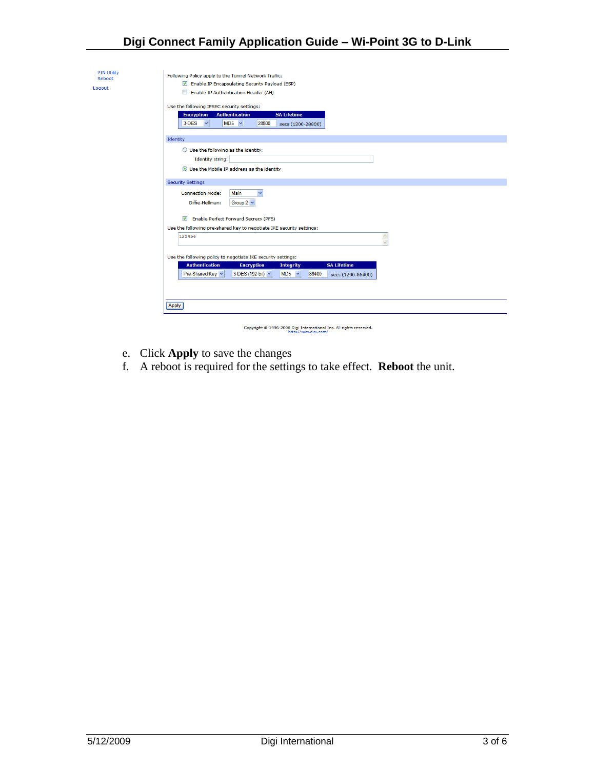PIN Utility
Reboot

Logout

Following Policy apply to the Tunnel Network Traffic:

☑ Enable IP Encapsulating Security Payload (ESP)

☐ Enable IP Authentication Header (AH)

Use the following IPSEC security settings:

| Encryption | Authentication | SA Lifetime |
| --- | --- | --- |
| 3-DES | MD5 | 28800 secs (1200-28800) |

Identity

○ Use the following as the identity:

Identity string:

◉ Use the Mobile IP address as the identity

Security Settings

Connection Mode: Main

Diffie-Hellman: Group 2

☑ Enable Perfect Forward Secrecy (PFS)

Use the following pre-shared key to negotiate IKE security settings:

123456

Use the following policy to negotiate IKE security settings:

| Authentication | Encryption | Integrity | SA Lifetime |
| --- | --- | --- | --- |
| Pre-Shared Key | 3-DES (192-bit) | MD5 | 86400 secs (1200-86400) |

Apply

Copyright © 1996-2008 Digi International Inc. All rights reserved.
http://www.digi.com/

e. Click **Apply** to save the changes

f. A reboot is required for the settings to take effect. **Reboot** the unit.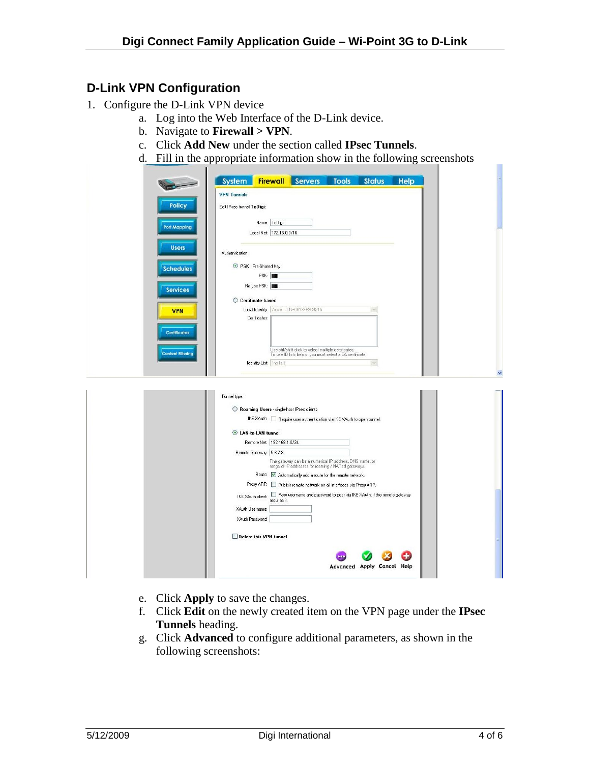## D-Link VPN Configuration

1. Configure the D-Link VPN device
    a. Log into the Web Interface of the D-Link device.
    b. Navigate to **Firewall > VPN**.
    c. Click **Add New** under the section called **IPsec Tunnels**.
    d. Fill in the appropriate information show in the following screenshots
    e. Click **Apply** to save the changes.
    f. Click **Edit** on the newly created item on the VPN page under the **IPsec Tunnels** heading.
    g. Click **Advanced** to configure additional parameters, as shown in the following screenshots: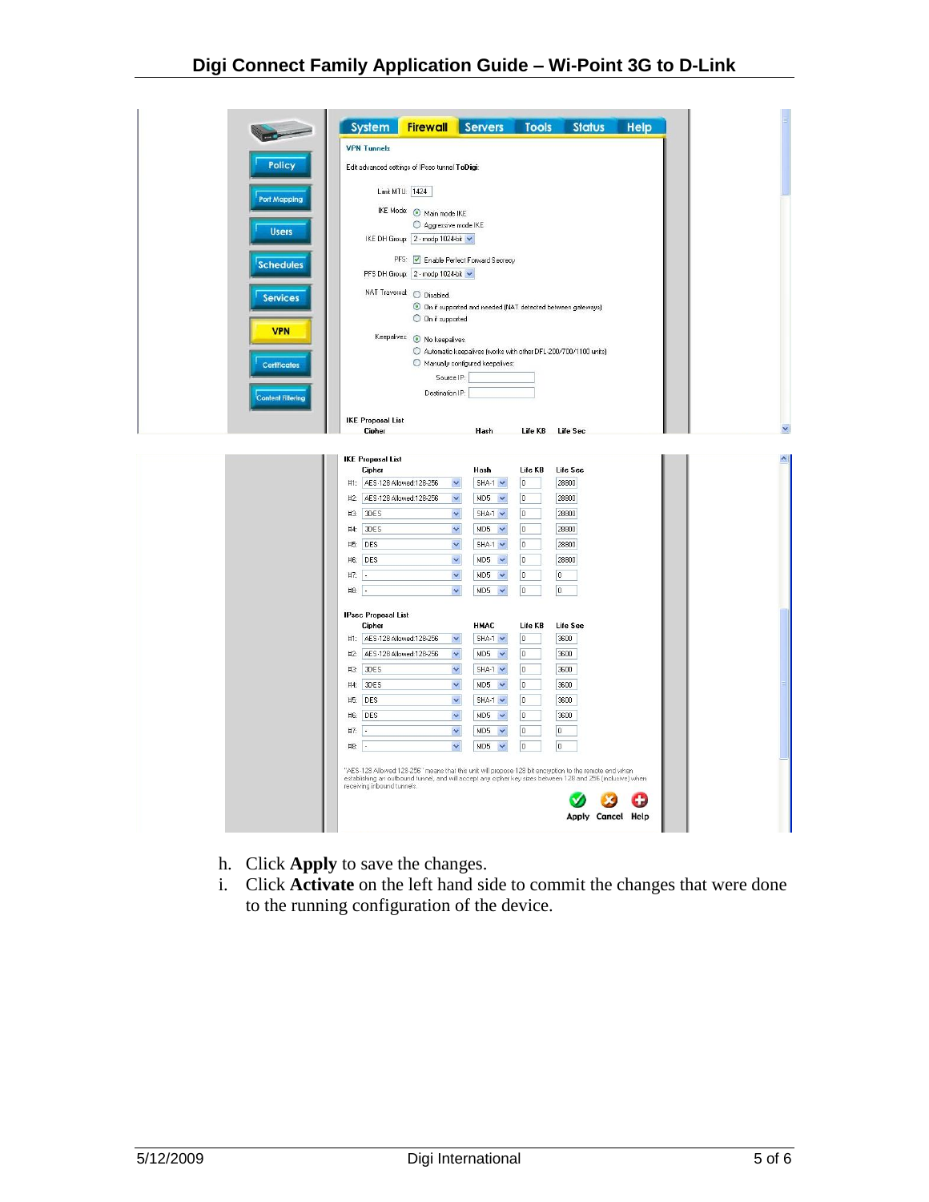h. Click **Apply** to save the changes.

i. Click **Activate** on the left hand side to commit the changes that were done to the running configuration of the device.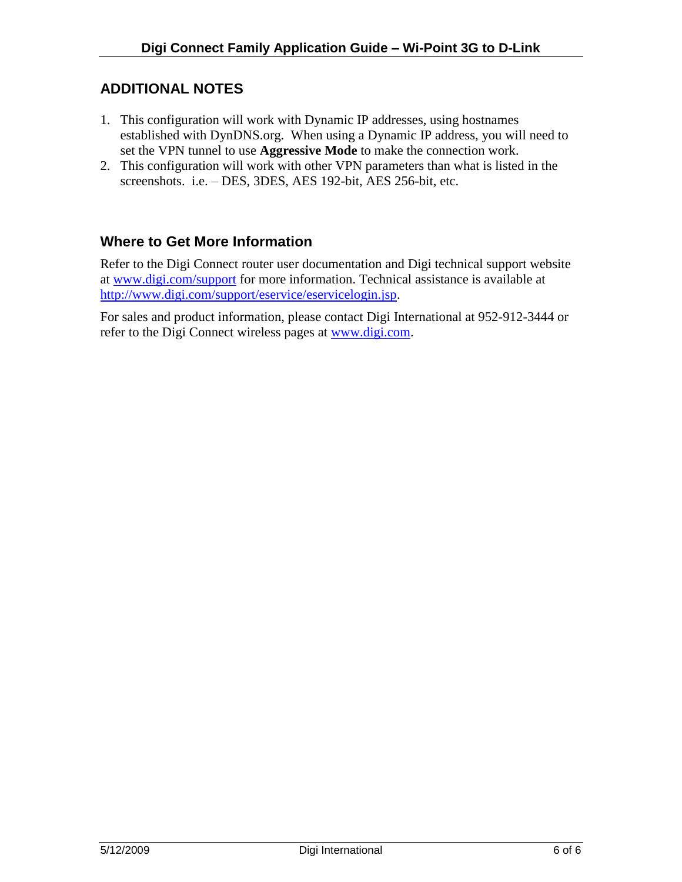## ADDITIONAL NOTES

1. This configuration will work with Dynamic IP addresses, using hostnames established with DynDNS.org. When using a Dynamic IP address, you will need to set the VPN tunnel to use **Aggressive Mode** to make the connection work.
2. This configuration will work with other VPN parameters than what is listed in the screenshots. i.e. – DES, 3DES, AES 192-bit, AES 256-bit, etc.

## Where to Get More Information

Refer to the Digi Connect router user documentation and Digi technical support website at [www.digi.com/support](www.digi.com/support) for more information. Technical assistance is available at [http://www.digi.com/support/eservice/eservicelogin.jsp](http://www.digi.com/support/eservice/eservicelogin.jsp).

For sales and product information, please contact Digi International at 952-912-3444 or refer to the Digi Connect wireless pages at [www.digi.com](www.digi.com).